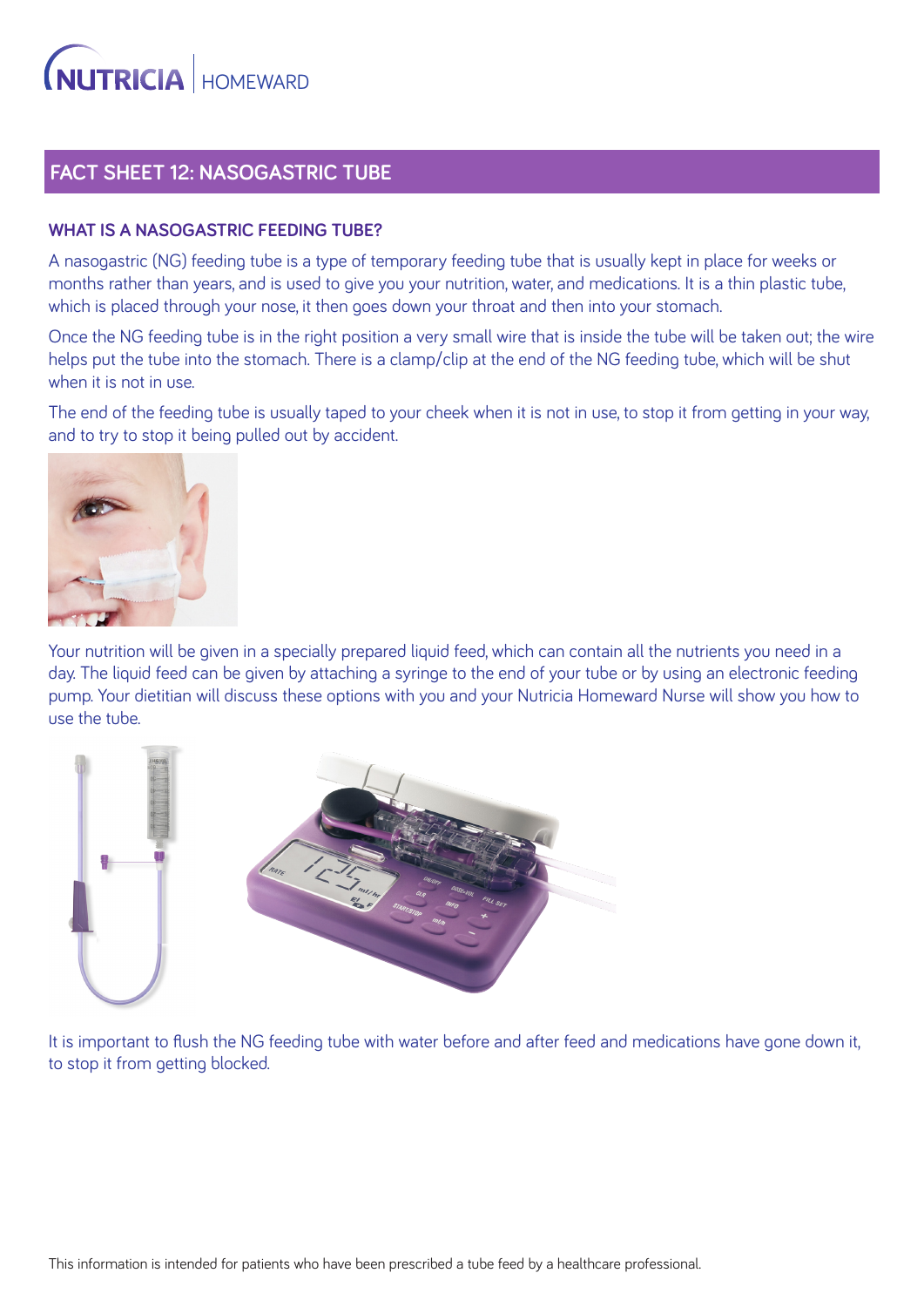NUTRICIA | HOMEWARD

# FACT SHEET 12: NASOGASTRIC TUBE

## WHAT IS A NASOGASTRIC FEEDING TUBE?

A nasogastric (NG) feeding tube is a type of temporary feeding tube that is usually kept in place for weeks or months rather than years, and is used to give you your nutrition, water, and medications. It is a thin plastic tube, which is placed through your nose, it then goes down your throat and then into your stomach.

Once the NG feeding tube is in the right position a very small wire that is inside the tube will be taken out; the wire helps put the tube into the stomach. There is a clamp/clip at the end of the NG feeding tube, which will be shut when it is not in use.

The end of the feeding tube is usually taped to your cheek when it is not in use, to stop it from getting in your way, and to try to stop it being pulled out by accident.

Your nutrition will be given in a specially prepared liquid feed, which can contain all the nutrients you need in a day. The liquid feed can be given by attaching a syringe to the end of your tube or by using an electronic feeding pump. Your dietitian will discuss these options with you and your Nutricia Homeward Nurse will show you how to use the tube.

It is important to flush the NG feeding tube with water before and after feed and medications have gone down it, to stop it from getting blocked.

This information is intended for patients who have been prescribed a tube feed by a healthcare professional.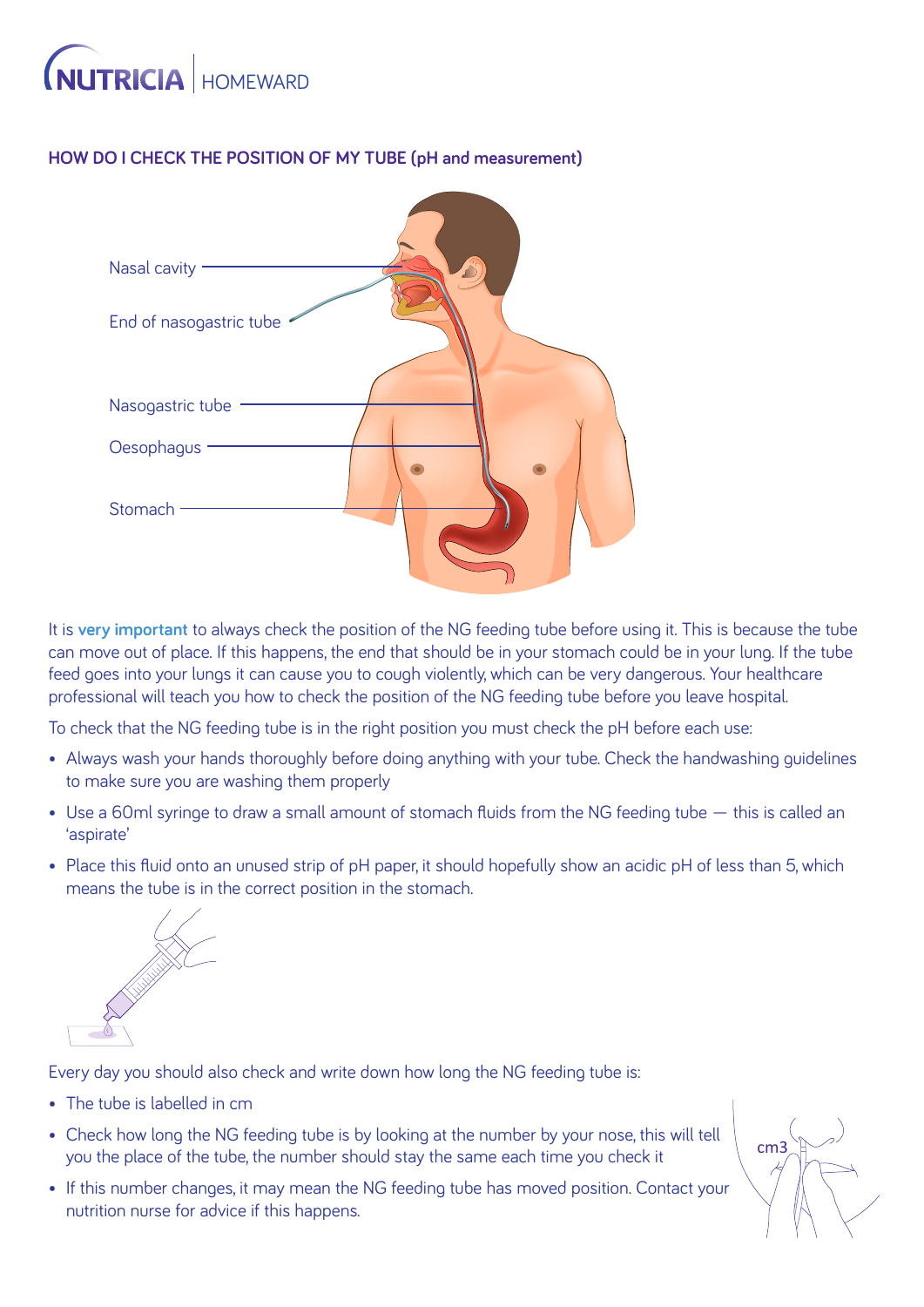## HOW DO I CHECK THE POSITION OF MY TUBE (pH and measurement)

Nasal cavity

End of nasogastric tube

Nasogastric tube

Oesophagus

Stomach

It is **very important** to always check the position of the NG feeding tube before using it. This is because the tube can move out of place. If this happens, the end that should be in your stomach could be in your lung. If the tube feed goes into your lungs it can cause you to cough violently, which can be very dangerous. Your healthcare professional will teach you how to check the position of the NG feeding tube before you leave hospital.

To check that the NG feeding tube is in the right position you must check the pH before each use:

- Always wash your hands thoroughly before doing anything with your tube. Check the handwashing guidelines to make sure you are washing them properly
- Use a 60ml syringe to draw a small amount of stomach fluids from the NG feeding tube — this is called an 'aspirate'
- Place this fluid onto an unused strip of pH paper, it should hopefully show an acidic pH of less than 5, which means the tube is in the correct position in the stomach.

Every day you should also check and write down how long the NG feeding tube is:

- The tube is labelled in cm
- Check how long the NG feeding tube is by looking at the number by your nose, this will tell you the place of the tube, the number should stay the same each time you check it
- If this number changes, it may mean the NG feeding tube has moved position. Contact your nutrition nurse for advice if this happens.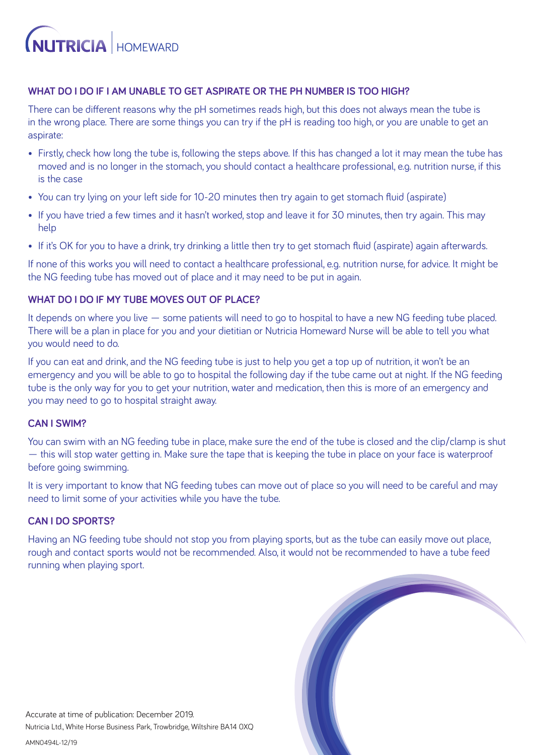## WHAT DO I DO IF I AM UNABLE TO GET ASPIRATE OR THE PH NUMBER IS TOO HIGH?

There can be different reasons why the pH sometimes reads high, but this does not always mean the tube is in the wrong place. There are some things you can try if the pH is reading too high, or you are unable to get an aspirate:

- Firstly, check how long the tube is, following the steps above. If this has changed a lot it may mean the tube has moved and is no longer in the stomach, you should contact a healthcare professional, e.g. nutrition nurse, if this is the case
- You can try lying on your left side for 10-20 minutes then try again to get stomach fluid (aspirate)
- If you have tried a few times and it hasn't worked, stop and leave it for 30 minutes, then try again. This may help
- If it's OK for you to have a drink, try drinking a little then try to get stomach fluid (aspirate) again afterwards.

If none of this works you will need to contact a healthcare professional, e.g. nutrition nurse, for advice. It might be the NG feeding tube has moved out of place and it may need to be put in again.

## WHAT DO I DO IF MY TUBE MOVES OUT OF PLACE?

It depends on where you live — some patients will need to go to hospital to have a new NG feeding tube placed. There will be a plan in place for you and your dietitian or Nutricia Homeward Nurse will be able to tell you what you would need to do.

If you can eat and drink, and the NG feeding tube is just to help you get a top up of nutrition, it won't be an emergency and you will be able to go to hospital the following day if the tube came out at night. If the NG feeding tube is the only way for you to get your nutrition, water and medication, then this is more of an emergency and you may need to go to hospital straight away.

## CAN I SWIM?

You can swim with an NG feeding tube in place, make sure the end of the tube is closed and the clip/clamp is shut — this will stop water getting in. Make sure the tape that is keeping the tube in place on your face is waterproof before going swimming.

It is very important to know that NG feeding tubes can move out of place so you will need to be careful and may need to limit some of your activities while you have the tube.

## CAN I DO SPORTS?

Having an NG feeding tube should not stop you from playing sports, but as the tube can easily move out place, rough and contact sports would not be recommended. Also, it would not be recommended to have a tube feed running when playing sport.

Accurate at time of publication: December 2019.

Nutricia Ltd., White Horse Business Park, Trowbridge, Wiltshire BA14 0XQ

AMN0494L-12/19